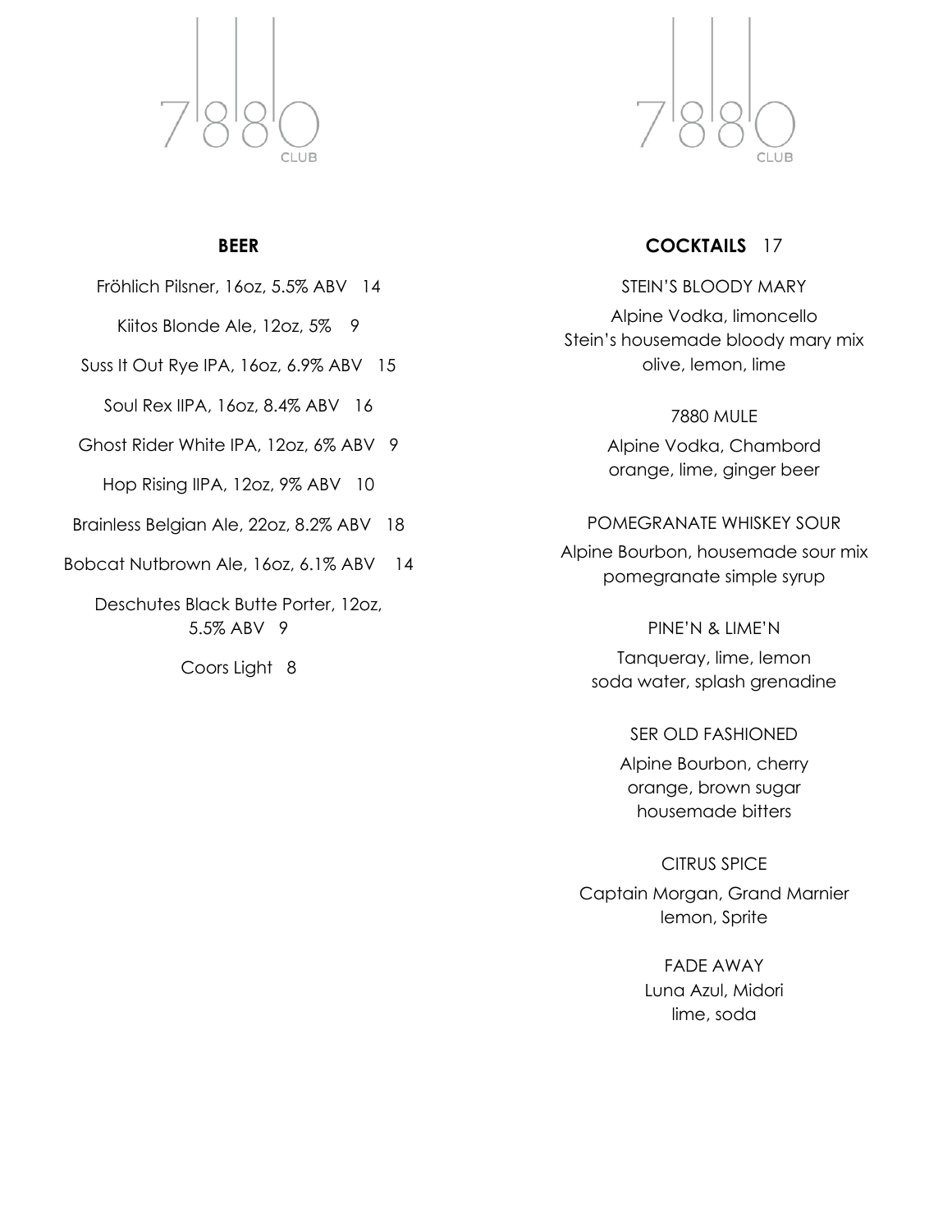7880 CLUB

## BEER

Fröhlich Pilsner, 16oz, 5.5% ABV 14

Kiitos Blonde Ale, 12oz, 5% 9

Suss It Out Rye IPA, 16oz, 6.9% ABV 15

Soul Rex IIPA, 16oz, 8.4% ABV 16

Ghost Rider White IPA, 12oz, 6% ABV 9

Hop Rising IIPA, 12oz, 9% ABV 10

Brainless Belgian Ale, 22oz, 8.2% ABV 18

Bobcat Nutbrown Ale, 16oz, 6.1% ABV 14

Deschutes Black Butte Porter, 12oz, 5.5% ABV 9

Coors Light 8

7880 CLUB

## COCKTAILS 17

STEIN'S BLOODY MARY
Alpine Vodka, limoncello
Stein's housemade bloody mary mix
olive, lemon, lime

7880 MULE
Alpine Vodka, Chambord
orange, lime, ginger beer

POMEGRANATE WHISKEY SOUR
Alpine Bourbon, housemade sour mix
pomegranate simple syrup

PINE'N & LIME'N
Tanqueray, lime, lemon
soda water, splash grenadine

SER OLD FASHIONED
Alpine Bourbon, cherry
orange, brown sugar
housemade bitters

CITRUS SPICE
Captain Morgan, Grand Marnier
lemon, Sprite

FADE AWAY
Luna Azul, Midori
lime, soda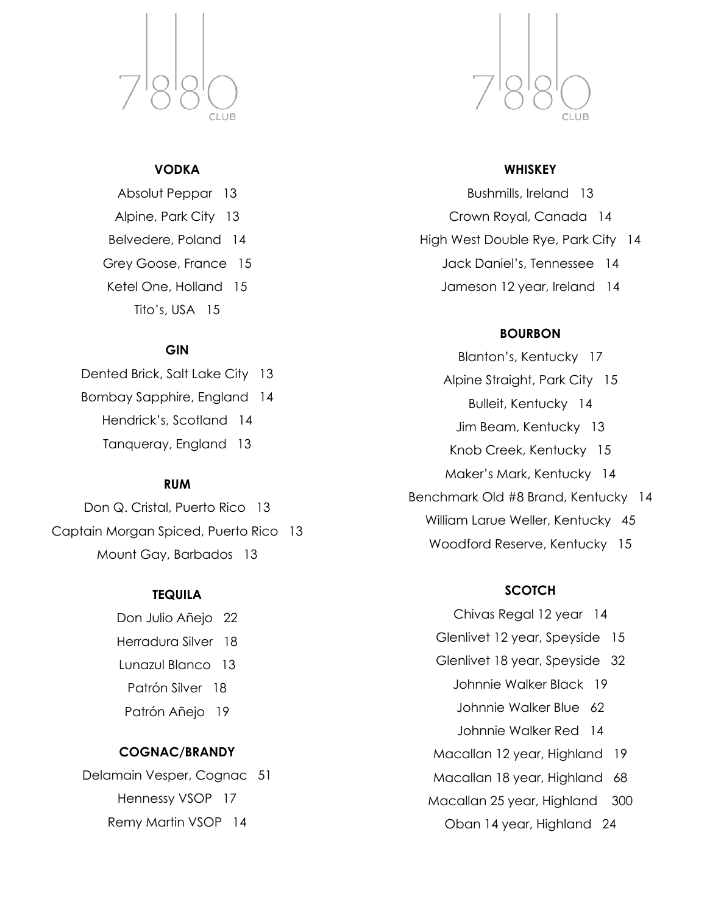# 7880 CLUB

## VODKA

Absolut Peppar 13

Alpine, Park City 13

Belvedere, Poland 14

Grey Goose, France 15

Ketel One, Holland 15

Tito's, USA 15

## GIN

Dented Brick, Salt Lake City 13

Bombay Sapphire, England 14

Hendrick's, Scotland 14

Tanqueray, England 13

## RUM

Don Q. Cristal, Puerto Rico 13

Captain Morgan Spiced, Puerto Rico 13

Mount Gay, Barbados 13

## TEQUILA

Don Julio Añejo 22

Herradura Silver 18

Lunazul Blanco 13

Patrón Silver 18

Patrón Añejo 19

## COGNAC/BRANDY

Delamain Vesper, Cognac 51

Hennessy VSOP 17

Remy Martin VSOP 14

# 7880 CLUB

## WHISKEY

Bushmills, Ireland 13

Crown Royal, Canada 14

High West Double Rye, Park City 14

Jack Daniel's, Tennessee 14

Jameson 12 year, Ireland 14

## BOURBON

Blanton's, Kentucky 17

Alpine Straight, Park City 15

Bulleit, Kentucky 14

Jim Beam, Kentucky 13

Knob Creek, Kentucky 15

Maker's Mark, Kentucky 14

Benchmark Old #8 Brand, Kentucky 14

William Larue Weller, Kentucky 45

Woodford Reserve, Kentucky 15

## SCOTCH

Chivas Regal 12 year 14

Glenlivet 12 year, Speyside 15

Glenlivet 18 year, Speyside 32

Johnnie Walker Black 19

Johnnie Walker Blue 62

Johnnie Walker Red 14

Macallan 12 year, Highland 19

Macallan 18 year, Highland 68

Macallan 25 year, Highland 300

Oban 14 year, Highland 24